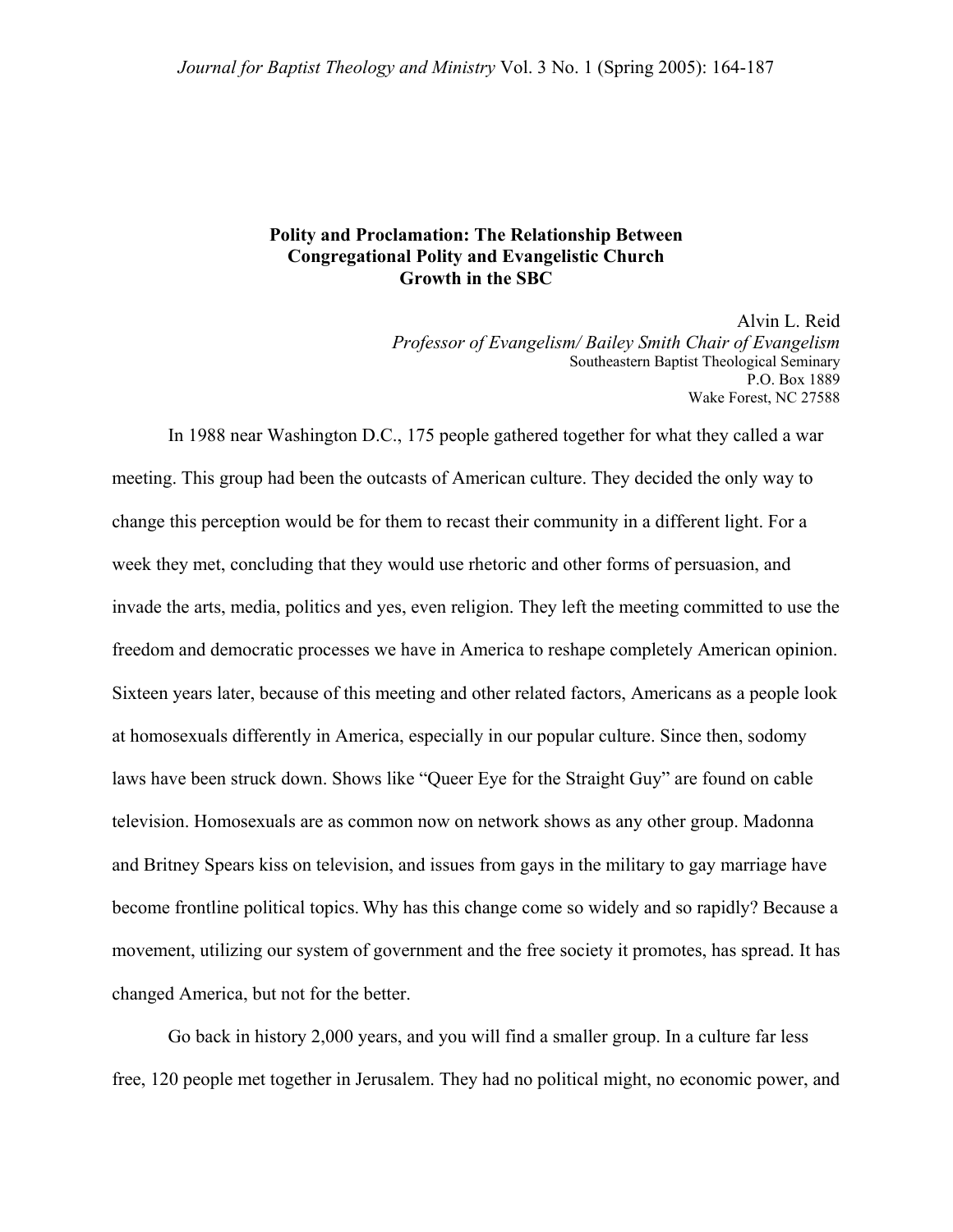# Polity and Proclamation: The Relationship Between Congregational Polity and Evangelistic Church Growth in the SBC

Alvin L. Reid
*Professor of Evangelism/ Bailey Smith Chair of Evangelism*
Southeastern Baptist Theological Seminary
P.O. Box 1889
Wake Forest, NC 27588

In 1988 near Washington D.C., 175 people gathered together for what they called a war meeting. This group had been the outcasts of American culture. They decided the only way to change this perception would be for them to recast their community in a different light. For a week they met, concluding that they would use rhetoric and other forms of persuasion, and invade the arts, media, politics and yes, even religion. They left the meeting committed to use the freedom and democratic processes we have in America to reshape completely American opinion. Sixteen years later, because of this meeting and other related factors, Americans as a people look at homosexuals differently in America, especially in our popular culture. Since then, sodomy laws have been struck down. Shows like "Queer Eye for the Straight Guy" are found on cable television. Homosexuals are as common now on network shows as any other group. Madonna and Britney Spears kiss on television, and issues from gays in the military to gay marriage have become frontline political topics. Why has this change come so widely and so rapidly? Because a movement, utilizing our system of government and the free society it promotes, has spread. It has changed America, but not for the better.

Go back in history 2,000 years, and you will find a smaller group. In a culture far less free, 120 people met together in Jerusalem. They had no political might, no economic power, and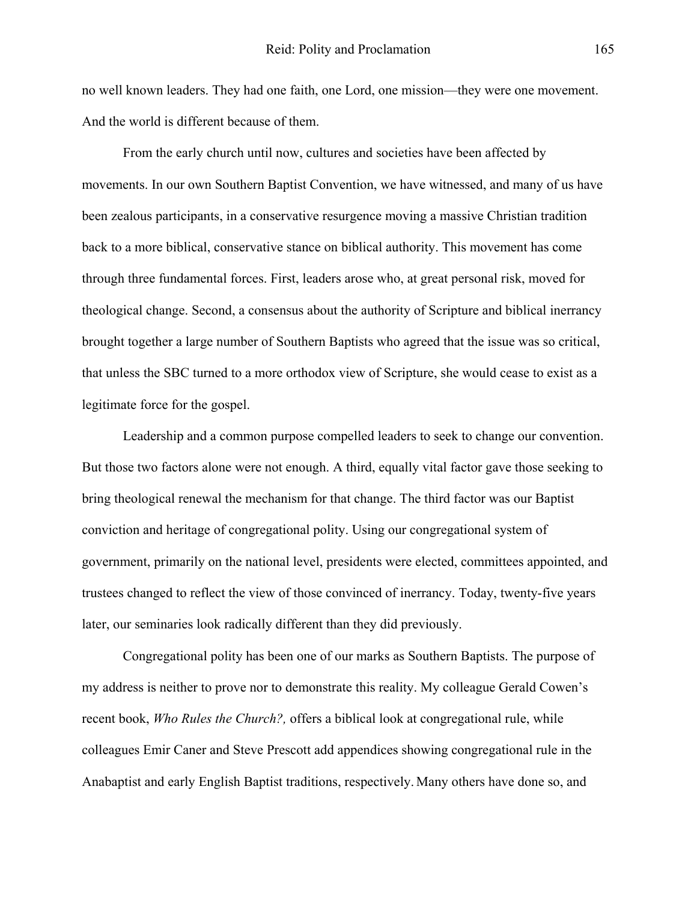no well known leaders. They had one faith, one Lord, one mission—they were one movement. And the world is different because of them.

From the early church until now, cultures and societies have been affected by movements. In our own Southern Baptist Convention, we have witnessed, and many of us have been zealous participants, in a conservative resurgence moving a massive Christian tradition back to a more biblical, conservative stance on biblical authority. This movement has come through three fundamental forces. First, leaders arose who, at great personal risk, moved for theological change. Second, a consensus about the authority of Scripture and biblical inerrancy brought together a large number of Southern Baptists who agreed that the issue was so critical, that unless the SBC turned to a more orthodox view of Scripture, she would cease to exist as a legitimate force for the gospel.

Leadership and a common purpose compelled leaders to seek to change our convention. But those two factors alone were not enough. A third, equally vital factor gave those seeking to bring theological renewal the mechanism for that change. The third factor was our Baptist conviction and heritage of congregational polity. Using our congregational system of government, primarily on the national level, presidents were elected, committees appointed, and trustees changed to reflect the view of those convinced of inerrancy. Today, twenty-five years later, our seminaries look radically different than they did previously.

Congregational polity has been one of our marks as Southern Baptists. The purpose of my address is neither to prove nor to demonstrate this reality. My colleague Gerald Cowen's recent book, *Who Rules the Church?,* offers a biblical look at congregational rule, while colleagues Emir Caner and Steve Prescott add appendices showing congregational rule in the Anabaptist and early English Baptist traditions, respectively. Many others have done so, and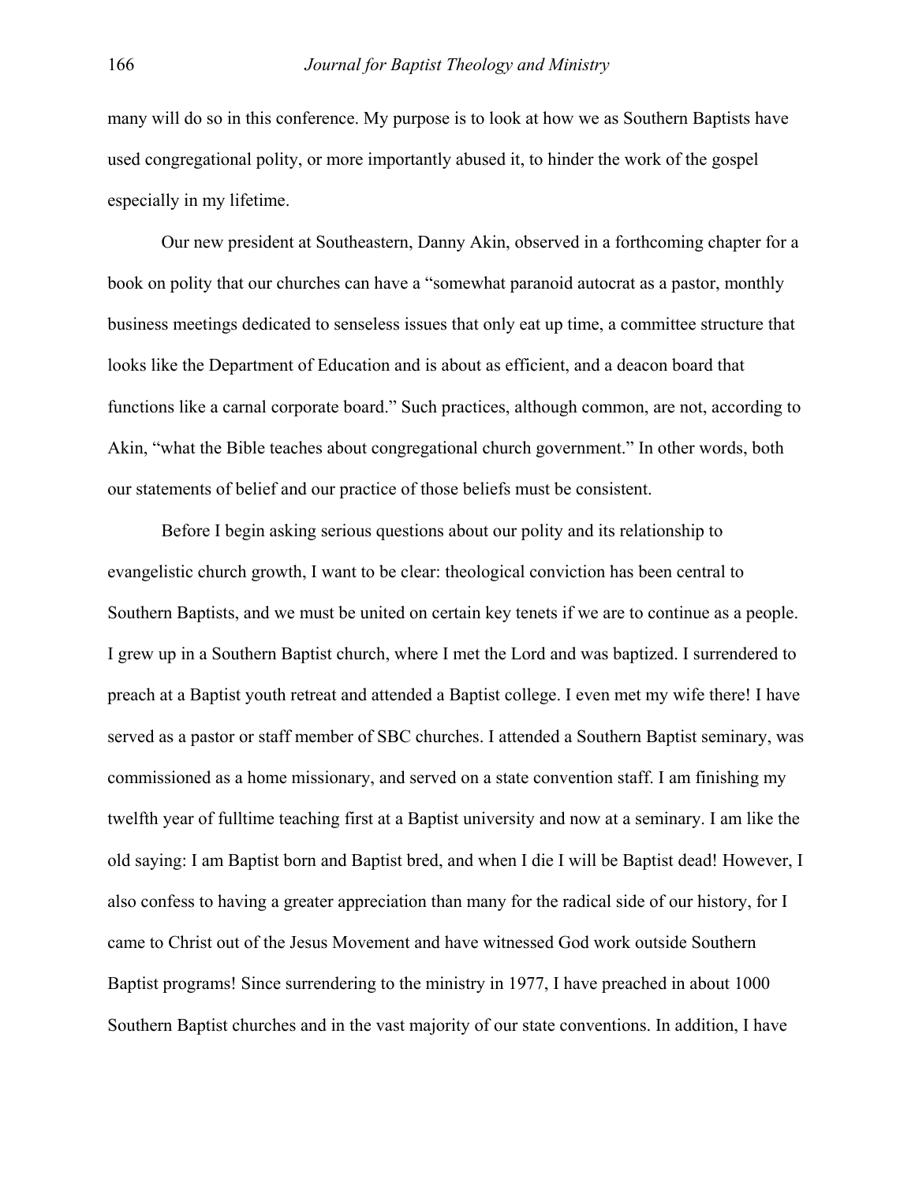many will do so in this conference. My purpose is to look at how we as Southern Baptists have used congregational polity, or more importantly abused it, to hinder the work of the gospel especially in my lifetime.

Our new president at Southeastern, Danny Akin, observed in a forthcoming chapter for a book on polity that our churches can have a "somewhat paranoid autocrat as a pastor, monthly business meetings dedicated to senseless issues that only eat up time, a committee structure that looks like the Department of Education and is about as efficient, and a deacon board that functions like a carnal corporate board." Such practices, although common, are not, according to Akin, "what the Bible teaches about congregational church government." In other words, both our statements of belief and our practice of those beliefs must be consistent.

Before I begin asking serious questions about our polity and its relationship to evangelistic church growth, I want to be clear: theological conviction has been central to Southern Baptists, and we must be united on certain key tenets if we are to continue as a people. I grew up in a Southern Baptist church, where I met the Lord and was baptized. I surrendered to preach at a Baptist youth retreat and attended a Baptist college. I even met my wife there! I have served as a pastor or staff member of SBC churches. I attended a Southern Baptist seminary, was commissioned as a home missionary, and served on a state convention staff. I am finishing my twelfth year of fulltime teaching first at a Baptist university and now at a seminary. I am like the old saying: I am Baptist born and Baptist bred, and when I die I will be Baptist dead! However, I also confess to having a greater appreciation than many for the radical side of our history, for I came to Christ out of the Jesus Movement and have witnessed God work outside Southern Baptist programs! Since surrendering to the ministry in 1977, I have preached in about 1000 Southern Baptist churches and in the vast majority of our state conventions. In addition, I have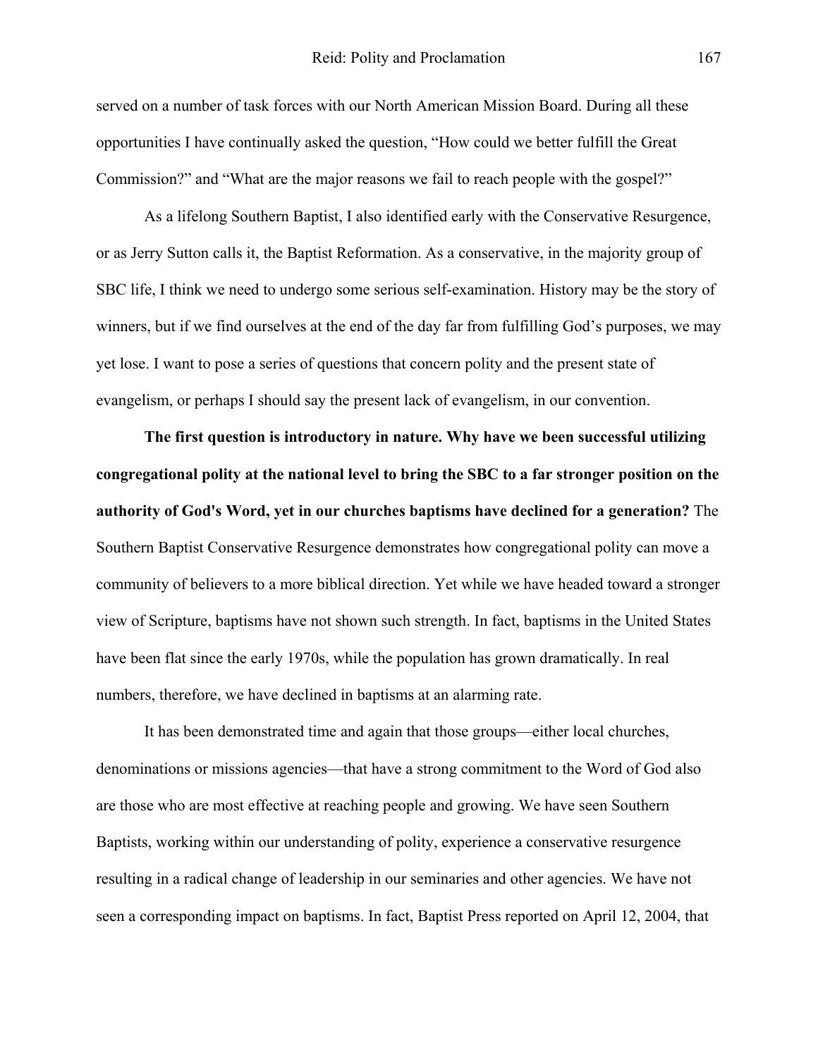served on a number of task forces with our North American Mission Board. During all these opportunities I have continually asked the question, "How could we better fulfill the Great Commission?" and "What are the major reasons we fail to reach people with the gospel?"

As a lifelong Southern Baptist, I also identified early with the Conservative Resurgence, or as Jerry Sutton calls it, the Baptist Reformation. As a conservative, in the majority group of SBC life, I think we need to undergo some serious self-examination. History may be the story of winners, but if we find ourselves at the end of the day far from fulfilling God's purposes, we may yet lose. I want to pose a series of questions that concern polity and the present state of evangelism, or perhaps I should say the present lack of evangelism, in our convention.

**The first question is introductory in nature. Why have we been successful utilizing congregational polity at the national level to bring the SBC to a far stronger position on the authority of God's Word, yet in our churches baptisms have declined for a generation?** The Southern Baptist Conservative Resurgence demonstrates how congregational polity can move a community of believers to a more biblical direction. Yet while we have headed toward a stronger view of Scripture, baptisms have not shown such strength. In fact, baptisms in the United States have been flat since the early 1970s, while the population has grown dramatically. In real numbers, therefore, we have declined in baptisms at an alarming rate.

It has been demonstrated time and again that those groups—either local churches, denominations or missions agencies—that have a strong commitment to the Word of God also are those who are most effective at reaching people and growing. We have seen Southern Baptists, working within our understanding of polity, experience a conservative resurgence resulting in a radical change of leadership in our seminaries and other agencies. We have not seen a corresponding impact on baptisms. In fact, Baptist Press reported on April 12, 2004, that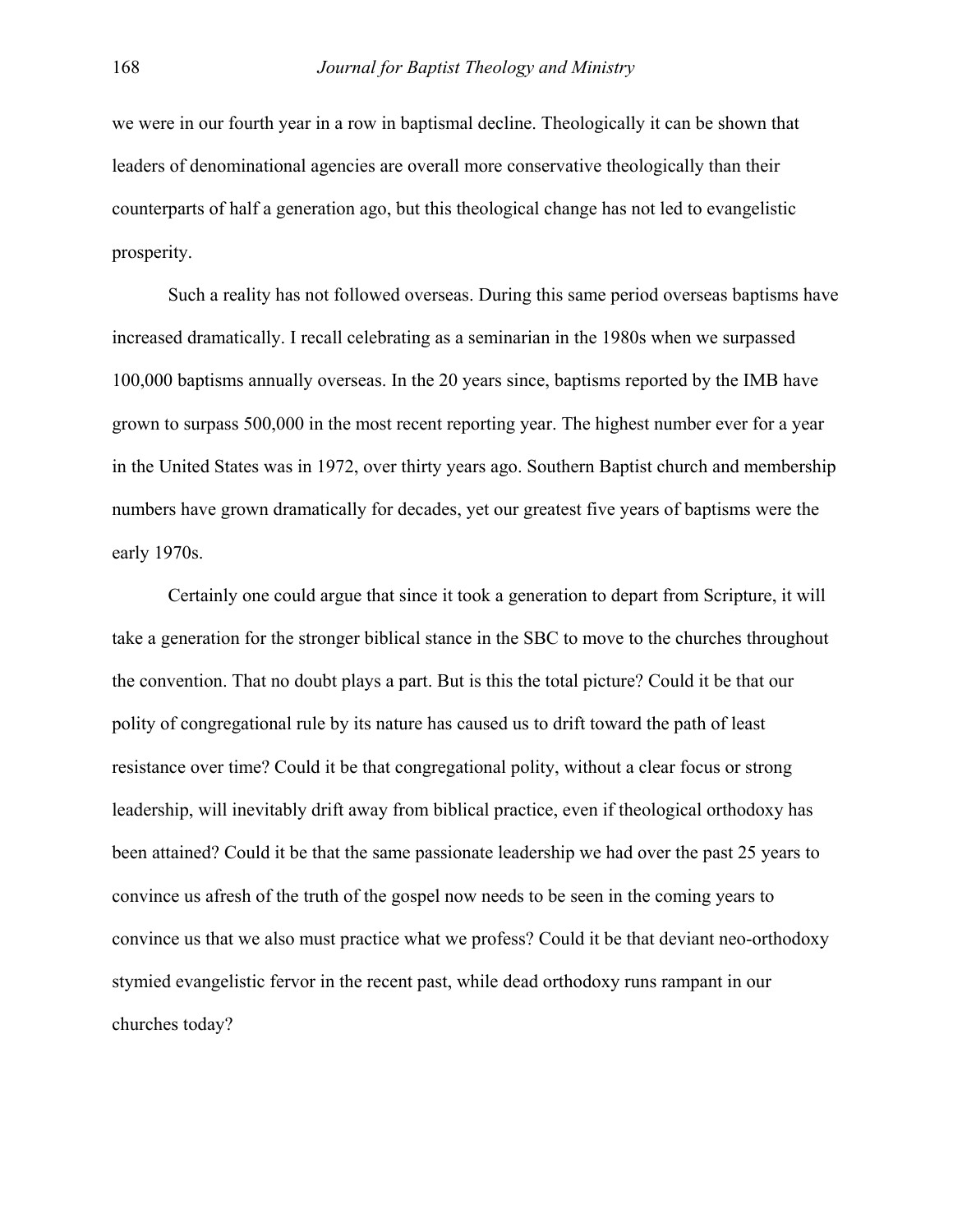we were in our fourth year in a row in baptismal decline. Theologically it can be shown that leaders of denominational agencies are overall more conservative theologically than their counterparts of half a generation ago, but this theological change has not led to evangelistic prosperity.

Such a reality has not followed overseas. During this same period overseas baptisms have increased dramatically. I recall celebrating as a seminarian in the 1980s when we surpassed 100,000 baptisms annually overseas. In the 20 years since, baptisms reported by the IMB have grown to surpass 500,000 in the most recent reporting year. The highest number ever for a year in the United States was in 1972, over thirty years ago. Southern Baptist church and membership numbers have grown dramatically for decades, yet our greatest five years of baptisms were the early 1970s.

Certainly one could argue that since it took a generation to depart from Scripture, it will take a generation for the stronger biblical stance in the SBC to move to the churches throughout the convention. That no doubt plays a part. But is this the total picture? Could it be that our polity of congregational rule by its nature has caused us to drift toward the path of least resistance over time? Could it be that congregational polity, without a clear focus or strong leadership, will inevitably drift away from biblical practice, even if theological orthodoxy has been attained? Could it be that the same passionate leadership we had over the past 25 years to convince us afresh of the truth of the gospel now needs to be seen in the coming years to convince us that we also must practice what we profess? Could it be that deviant neo-orthodoxy stymied evangelistic fervor in the recent past, while dead orthodoxy runs rampant in our churches today?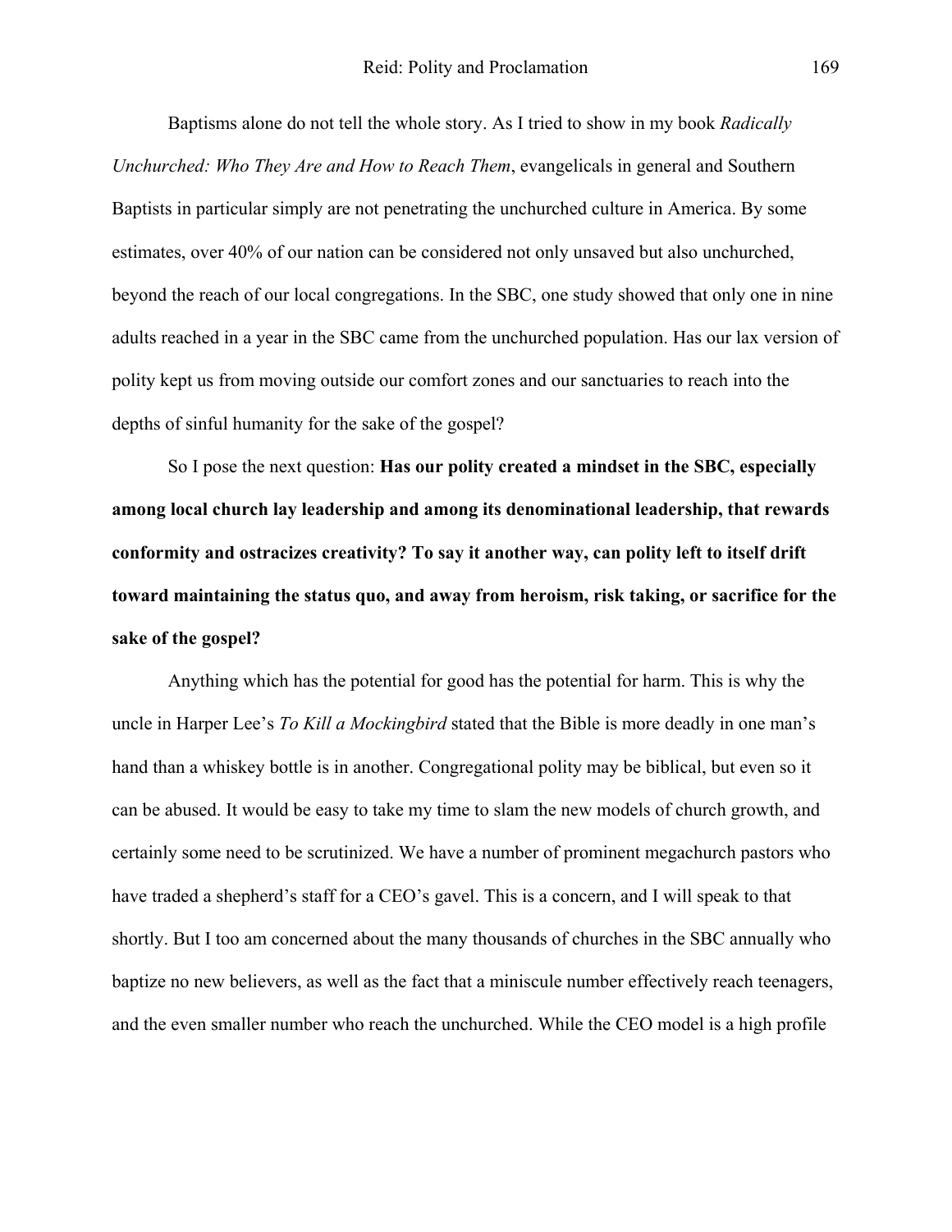Baptisms alone do not tell the whole story. As I tried to show in my book *Radically Unchurched: Who They Are and How to Reach Them*, evangelicals in general and Southern Baptists in particular simply are not penetrating the unchurched culture in America. By some estimates, over 40% of our nation can be considered not only unsaved but also unchurched, beyond the reach of our local congregations. In the SBC, one study showed that only one in nine adults reached in a year in the SBC came from the unchurched population. Has our lax version of polity kept us from moving outside our comfort zones and our sanctuaries to reach into the depths of sinful humanity for the sake of the gospel?

So I pose the next question: **Has our polity created a mindset in the SBC, especially among local church lay leadership and among its denominational leadership, that rewards conformity and ostracizes creativity? To say it another way, can polity left to itself drift toward maintaining the status quo, and away from heroism, risk taking, or sacrifice for the sake of the gospel?**

Anything which has the potential for good has the potential for harm. This is why the uncle in Harper Lee's *To Kill a Mockingbird* stated that the Bible is more deadly in one man's hand than a whiskey bottle is in another. Congregational polity may be biblical, but even so it can be abused. It would be easy to take my time to slam the new models of church growth, and certainly some need to be scrutinized. We have a number of prominent megachurch pastors who have traded a shepherd's staff for a CEO's gavel. This is a concern, and I will speak to that shortly. But I too am concerned about the many thousands of churches in the SBC annually who baptize no new believers, as well as the fact that a miniscule number effectively reach teenagers, and the even smaller number who reach the unchurched. While the CEO model is a high profile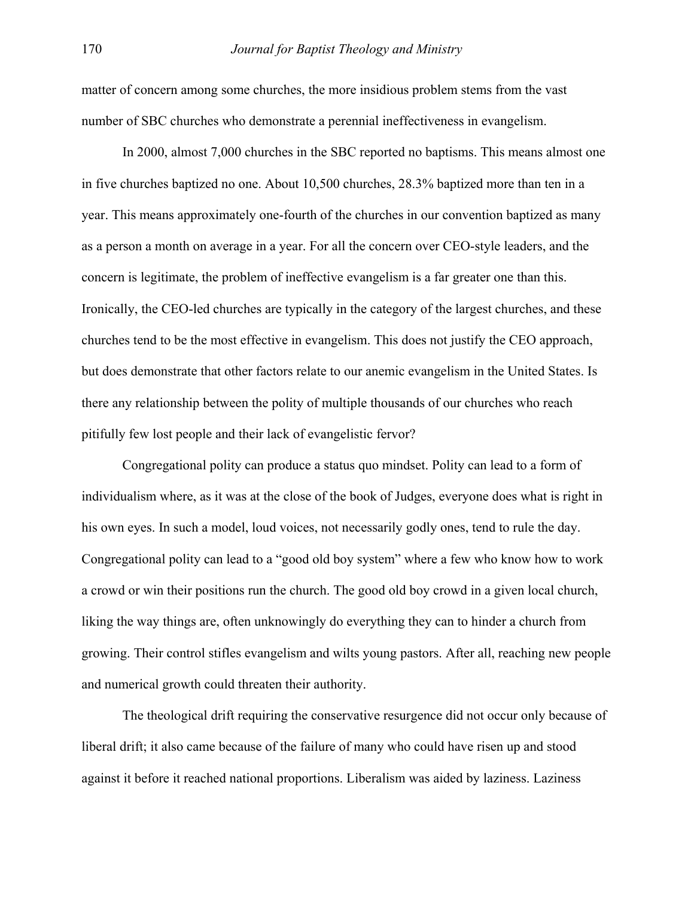matter of concern among some churches, the more insidious problem stems from the vast number of SBC churches who demonstrate a perennial ineffectiveness in evangelism.

In 2000, almost 7,000 churches in the SBC reported no baptisms. This means almost one in five churches baptized no one. About 10,500 churches, 28.3% baptized more than ten in a year. This means approximately one-fourth of the churches in our convention baptized as many as a person a month on average in a year. For all the concern over CEO-style leaders, and the concern is legitimate, the problem of ineffective evangelism is a far greater one than this. Ironically, the CEO-led churches are typically in the category of the largest churches, and these churches tend to be the most effective in evangelism. This does not justify the CEO approach, but does demonstrate that other factors relate to our anemic evangelism in the United States. Is there any relationship between the polity of multiple thousands of our churches who reach pitifully few lost people and their lack of evangelistic fervor?

Congregational polity can produce a status quo mindset. Polity can lead to a form of individualism where, as it was at the close of the book of Judges, everyone does what is right in his own eyes. In such a model, loud voices, not necessarily godly ones, tend to rule the day. Congregational polity can lead to a "good old boy system" where a few who know how to work a crowd or win their positions run the church. The good old boy crowd in a given local church, liking the way things are, often unknowingly do everything they can to hinder a church from growing. Their control stifles evangelism and wilts young pastors. After all, reaching new people and numerical growth could threaten their authority.

The theological drift requiring the conservative resurgence did not occur only because of liberal drift; it also came because of the failure of many who could have risen up and stood against it before it reached national proportions. Liberalism was aided by laziness. Laziness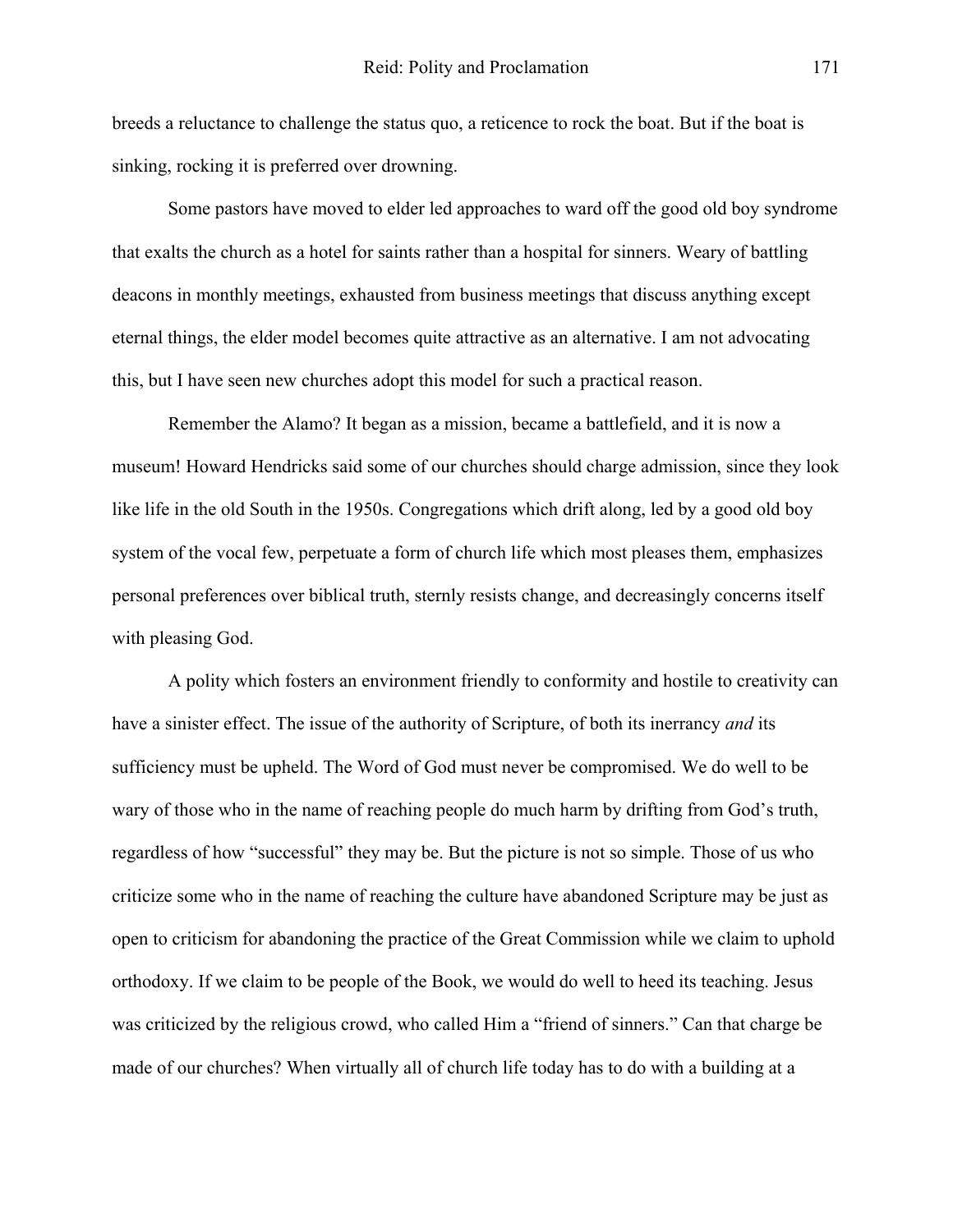breeds a reluctance to challenge the status quo, a reticence to rock the boat. But if the boat is sinking, rocking it is preferred over drowning.

Some pastors have moved to elder led approaches to ward off the good old boy syndrome that exalts the church as a hotel for saints rather than a hospital for sinners. Weary of battling deacons in monthly meetings, exhausted from business meetings that discuss anything except eternal things, the elder model becomes quite attractive as an alternative. I am not advocating this, but I have seen new churches adopt this model for such a practical reason.

Remember the Alamo? It began as a mission, became a battlefield, and it is now a museum! Howard Hendricks said some of our churches should charge admission, since they look like life in the old South in the 1950s. Congregations which drift along, led by a good old boy system of the vocal few, perpetuate a form of church life which most pleases them, emphasizes personal preferences over biblical truth, sternly resists change, and decreasingly concerns itself with pleasing God.

A polity which fosters an environment friendly to conformity and hostile to creativity can have a sinister effect. The issue of the authority of Scripture, of both its inerrancy *and* its sufficiency must be upheld. The Word of God must never be compromised. We do well to be wary of those who in the name of reaching people do much harm by drifting from God's truth, regardless of how "successful" they may be. But the picture is not so simple. Those of us who criticize some who in the name of reaching the culture have abandoned Scripture may be just as open to criticism for abandoning the practice of the Great Commission while we claim to uphold orthodoxy. If we claim to be people of the Book, we would do well to heed its teaching. Jesus was criticized by the religious crowd, who called Him a "friend of sinners." Can that charge be made of our churches? When virtually all of church life today has to do with a building at a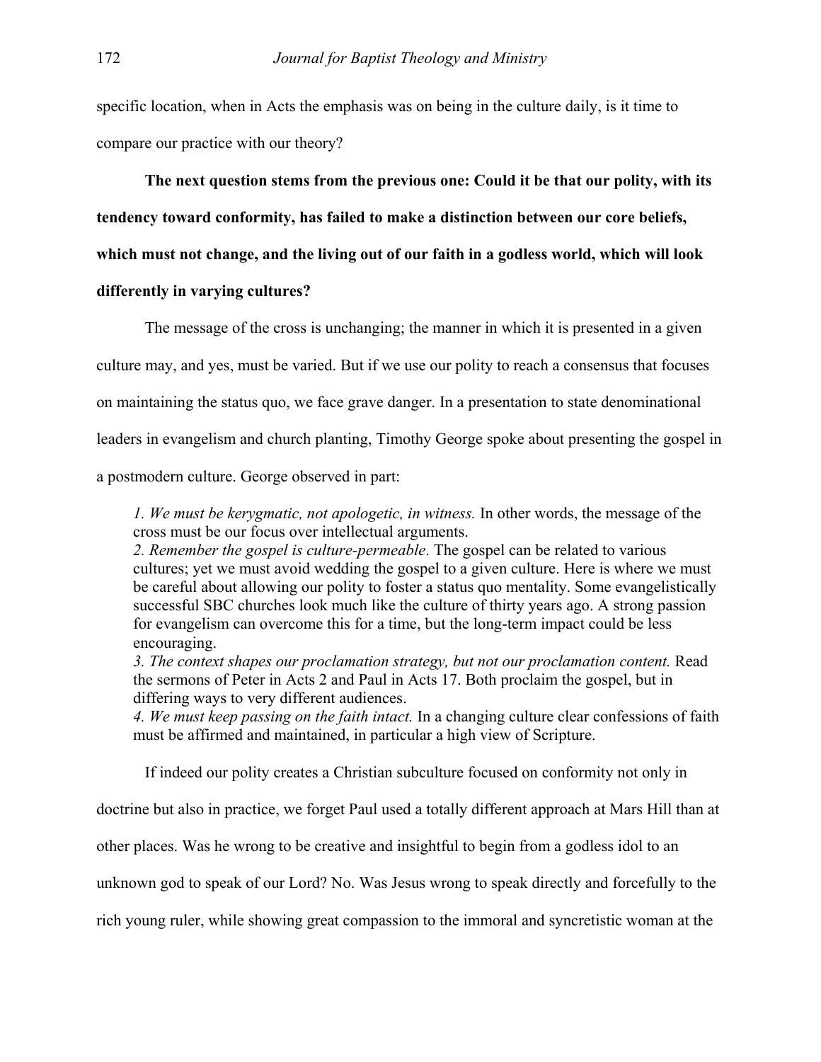specific location, when in Acts the emphasis was on being in the culture daily, is it time to compare our practice with our theory?

**The next question stems from the previous one: Could it be that our polity, with its tendency toward conformity, has failed to make a distinction between our core beliefs, which must not change, and the living out of our faith in a godless world, which will look differently in varying cultures?**

The message of the cross is unchanging; the manner in which it is presented in a given culture may, and yes, must be varied. But if we use our polity to reach a consensus that focuses on maintaining the status quo, we face grave danger. In a presentation to state denominational leaders in evangelism and church planting, Timothy George spoke about presenting the gospel in a postmodern culture. George observed in part:

> *1. We must be kerygmatic, not apologetic, in witness.* In other words, the message of the cross must be our focus over intellectual arguments.
> *2. Remember the gospel is culture-permeable*. The gospel can be related to various cultures; yet we must avoid wedding the gospel to a given culture. Here is where we must be careful about allowing our polity to foster a status quo mentality. Some evangelistically successful SBC churches look much like the culture of thirty years ago. A strong passion for evangelism can overcome this for a time, but the long-term impact could be less encouraging.
> *3. The context shapes our proclamation strategy, but not our proclamation content.* Read the sermons of Peter in Acts 2 and Paul in Acts 17. Both proclaim the gospel, but in differing ways to very different audiences.
> *4. We must keep passing on the faith intact.* In a changing culture clear confessions of faith must be affirmed and maintained, in particular a high view of Scripture.

If indeed our polity creates a Christian subculture focused on conformity not only in doctrine but also in practice, we forget Paul used a totally different approach at Mars Hill than at other places. Was he wrong to be creative and insightful to begin from a godless idol to an unknown god to speak of our Lord? No. Was Jesus wrong to speak directly and forcefully to the rich young ruler, while showing great compassion to the immoral and syncretistic woman at the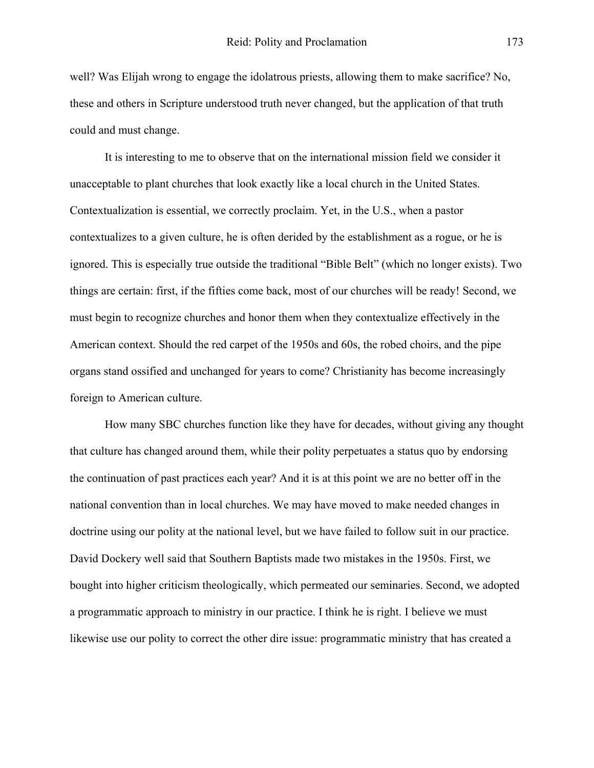well? Was Elijah wrong to engage the idolatrous priests, allowing them to make sacrifice? No, these and others in Scripture understood truth never changed, but the application of that truth could and must change.

It is interesting to me to observe that on the international mission field we consider it unacceptable to plant churches that look exactly like a local church in the United States. Contextualization is essential, we correctly proclaim. Yet, in the U.S., when a pastor contextualizes to a given culture, he is often derided by the establishment as a rogue, or he is ignored. This is especially true outside the traditional "Bible Belt" (which no longer exists). Two things are certain: first, if the fifties come back, most of our churches will be ready! Second, we must begin to recognize churches and honor them when they contextualize effectively in the American context. Should the red carpet of the 1950s and 60s, the robed choirs, and the pipe organs stand ossified and unchanged for years to come? Christianity has become increasingly foreign to American culture.

How many SBC churches function like they have for decades, without giving any thought that culture has changed around them, while their polity perpetuates a status quo by endorsing the continuation of past practices each year? And it is at this point we are no better off in the national convention than in local churches. We may have moved to make needed changes in doctrine using our polity at the national level, but we have failed to follow suit in our practice. David Dockery well said that Southern Baptists made two mistakes in the 1950s. First, we bought into higher criticism theologically, which permeated our seminaries. Second, we adopted a programmatic approach to ministry in our practice. I think he is right. I believe we must likewise use our polity to correct the other dire issue: programmatic ministry that has created a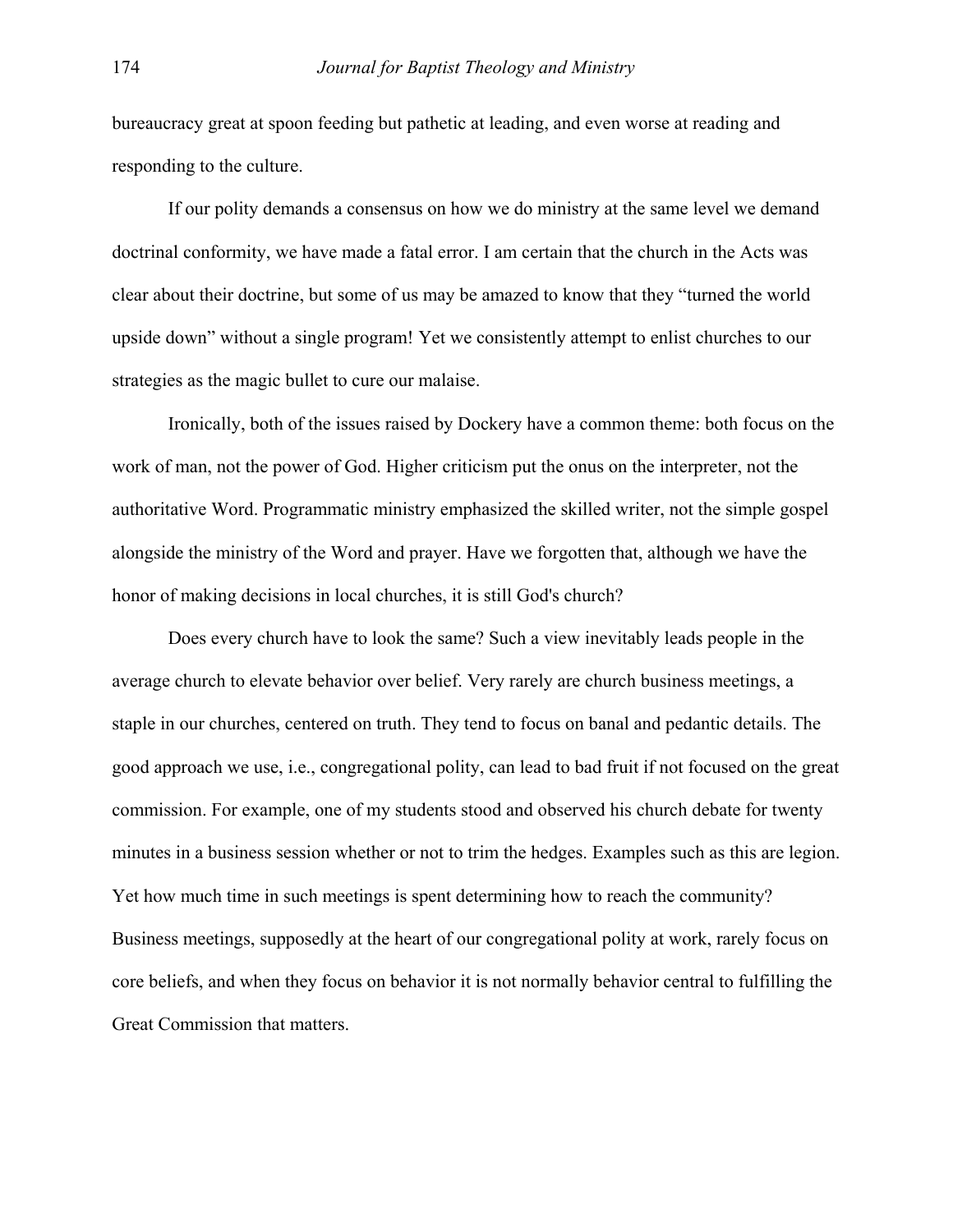bureaucracy great at spoon feeding but pathetic at leading, and even worse at reading and responding to the culture.

If our polity demands a consensus on how we do ministry at the same level we demand doctrinal conformity, we have made a fatal error. I am certain that the church in the Acts was clear about their doctrine, but some of us may be amazed to know that they "turned the world upside down" without a single program! Yet we consistently attempt to enlist churches to our strategies as the magic bullet to cure our malaise.

Ironically, both of the issues raised by Dockery have a common theme: both focus on the work of man, not the power of God. Higher criticism put the onus on the interpreter, not the authoritative Word. Programmatic ministry emphasized the skilled writer, not the simple gospel alongside the ministry of the Word and prayer. Have we forgotten that, although we have the honor of making decisions in local churches, it is still God's church?

Does every church have to look the same? Such a view inevitably leads people in the average church to elevate behavior over belief. Very rarely are church business meetings, a staple in our churches, centered on truth. They tend to focus on banal and pedantic details. The good approach we use, i.e., congregational polity, can lead to bad fruit if not focused on the great commission. For example, one of my students stood and observed his church debate for twenty minutes in a business session whether or not to trim the hedges. Examples such as this are legion. Yet how much time in such meetings is spent determining how to reach the community? Business meetings, supposedly at the heart of our congregational polity at work, rarely focus on core beliefs, and when they focus on behavior it is not normally behavior central to fulfilling the Great Commission that matters.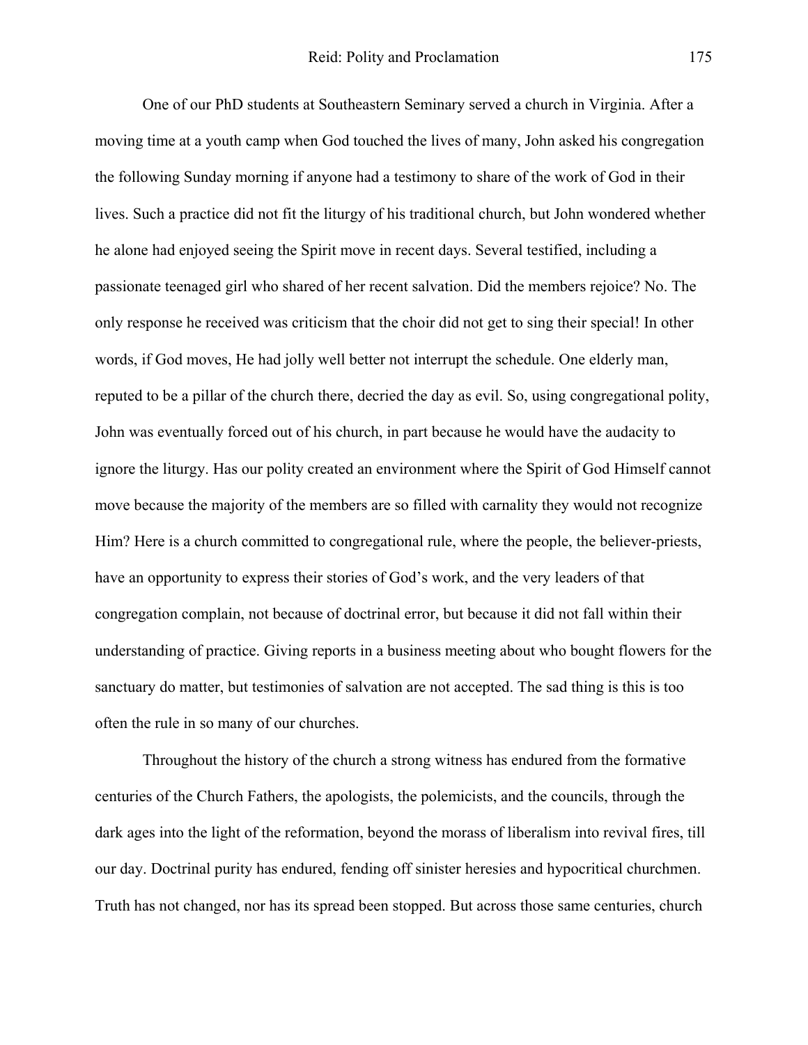One of our PhD students at Southeastern Seminary served a church in Virginia. After a moving time at a youth camp when God touched the lives of many, John asked his congregation the following Sunday morning if anyone had a testimony to share of the work of God in their lives. Such a practice did not fit the liturgy of his traditional church, but John wondered whether he alone had enjoyed seeing the Spirit move in recent days. Several testified, including a passionate teenaged girl who shared of her recent salvation. Did the members rejoice? No. The only response he received was criticism that the choir did not get to sing their special! In other words, if God moves, He had jolly well better not interrupt the schedule. One elderly man, reputed to be a pillar of the church there, decried the day as evil. So, using congregational polity, John was eventually forced out of his church, in part because he would have the audacity to ignore the liturgy. Has our polity created an environment where the Spirit of God Himself cannot move because the majority of the members are so filled with carnality they would not recognize Him? Here is a church committed to congregational rule, where the people, the believer-priests, have an opportunity to express their stories of God's work, and the very leaders of that congregation complain, not because of doctrinal error, but because it did not fall within their understanding of practice. Giving reports in a business meeting about who bought flowers for the sanctuary do matter, but testimonies of salvation are not accepted. The sad thing is this is too often the rule in so many of our churches.

Throughout the history of the church a strong witness has endured from the formative centuries of the Church Fathers, the apologists, the polemicists, and the councils, through the dark ages into the light of the reformation, beyond the morass of liberalism into revival fires, till our day. Doctrinal purity has endured, fending off sinister heresies and hypocritical churchmen. Truth has not changed, nor has its spread been stopped. But across those same centuries, church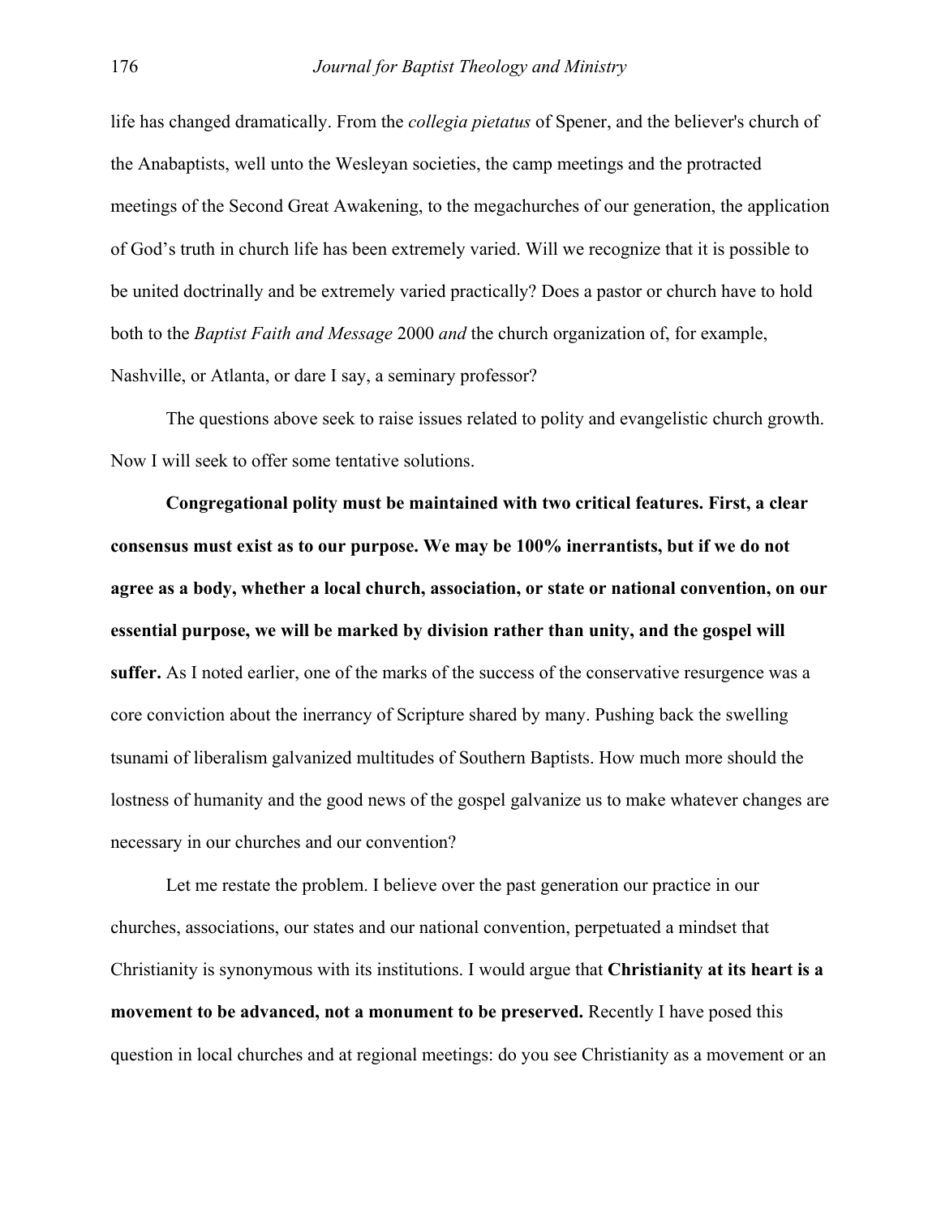life has changed dramatically. From the *collegia pietatus* of Spener, and the believer's church of the Anabaptists, well unto the Wesleyan societies, the camp meetings and the protracted meetings of the Second Great Awakening, to the megachurches of our generation, the application of God's truth in church life has been extremely varied. Will we recognize that it is possible to be united doctrinally and be extremely varied practically? Does a pastor or church have to hold both to the *Baptist Faith and Message* 2000 *and* the church organization of, for example, Nashville, or Atlanta, or dare I say, a seminary professor?

The questions above seek to raise issues related to polity and evangelistic church growth. Now I will seek to offer some tentative solutions.

**Congregational polity must be maintained with two critical features. First, a clear consensus must exist as to our purpose. We may be 100% inerrantists, but if we do not agree as a body, whether a local church, association, or state or national convention, on our essential purpose, we will be marked by division rather than unity, and the gospel will suffer.** As I noted earlier, one of the marks of the success of the conservative resurgence was a core conviction about the inerrancy of Scripture shared by many. Pushing back the swelling tsunami of liberalism galvanized multitudes of Southern Baptists. How much more should the lostness of humanity and the good news of the gospel galvanize us to make whatever changes are necessary in our churches and our convention?

Let me restate the problem. I believe over the past generation our practice in our churches, associations, our states and our national convention, perpetuated a mindset that Christianity is synonymous with its institutions. I would argue that **Christianity at its heart is a movement to be advanced, not a monument to be preserved.** Recently I have posed this question in local churches and at regional meetings: do you see Christianity as a movement or an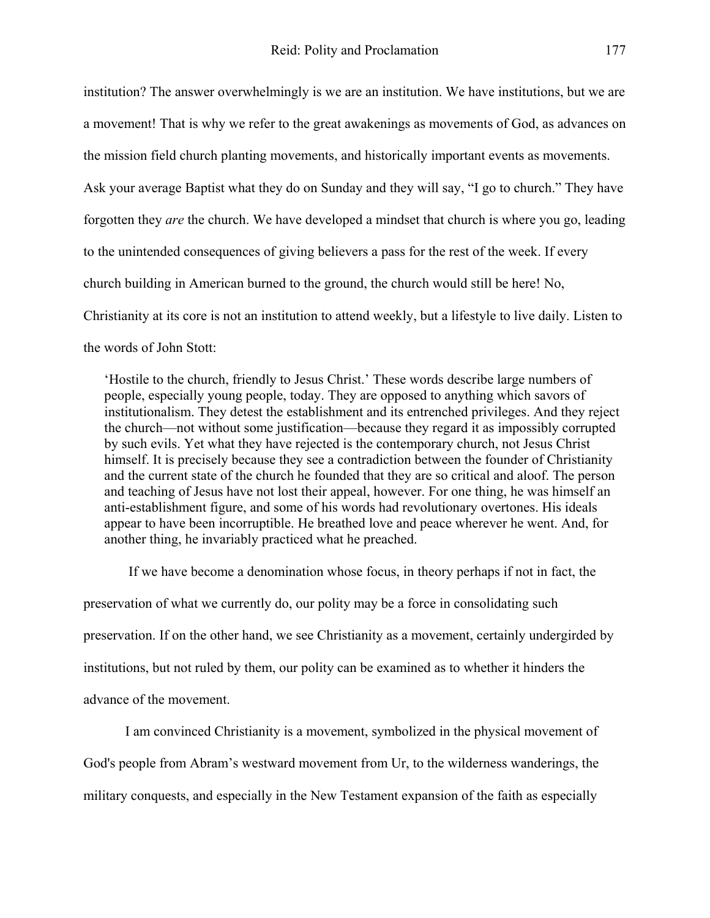institution? The answer overwhelmingly is we are an institution. We have institutions, but we are a movement! That is why we refer to the great awakenings as movements of God, as advances on the mission field church planting movements, and historically important events as movements. Ask your average Baptist what they do on Sunday and they will say, "I go to church." They have forgotten they *are* the church. We have developed a mindset that church is where you go, leading to the unintended consequences of giving believers a pass for the rest of the week. If every church building in American burned to the ground, the church would still be here! No, Christianity at its core is not an institution to attend weekly, but a lifestyle to live daily. Listen to the words of John Stott:

> 'Hostile to the church, friendly to Jesus Christ.' These words describe large numbers of people, especially young people, today. They are opposed to anything which savors of institutionalism. They detest the establishment and its entrenched privileges. And they reject the church—not without some justification—because they regard it as impossibly corrupted by such evils. Yet what they have rejected is the contemporary church, not Jesus Christ himself. It is precisely because they see a contradiction between the founder of Christianity and the current state of the church he founded that they are so critical and aloof. The person and teaching of Jesus have not lost their appeal, however. For one thing, he was himself an anti-establishment figure, and some of his words had revolutionary overtones. His ideals appear to have been incorruptible. He breathed love and peace wherever he went. And, for another thing, he invariably practiced what he preached.

If we have become a denomination whose focus, in theory perhaps if not in fact, the preservation of what we currently do, our polity may be a force in consolidating such preservation. If on the other hand, we see Christianity as a movement, certainly undergirded by institutions, but not ruled by them, our polity can be examined as to whether it hinders the advance of the movement.

I am convinced Christianity is a movement, symbolized in the physical movement of God's people from Abram's westward movement from Ur, to the wilderness wanderings, the military conquests, and especially in the New Testament expansion of the faith as especially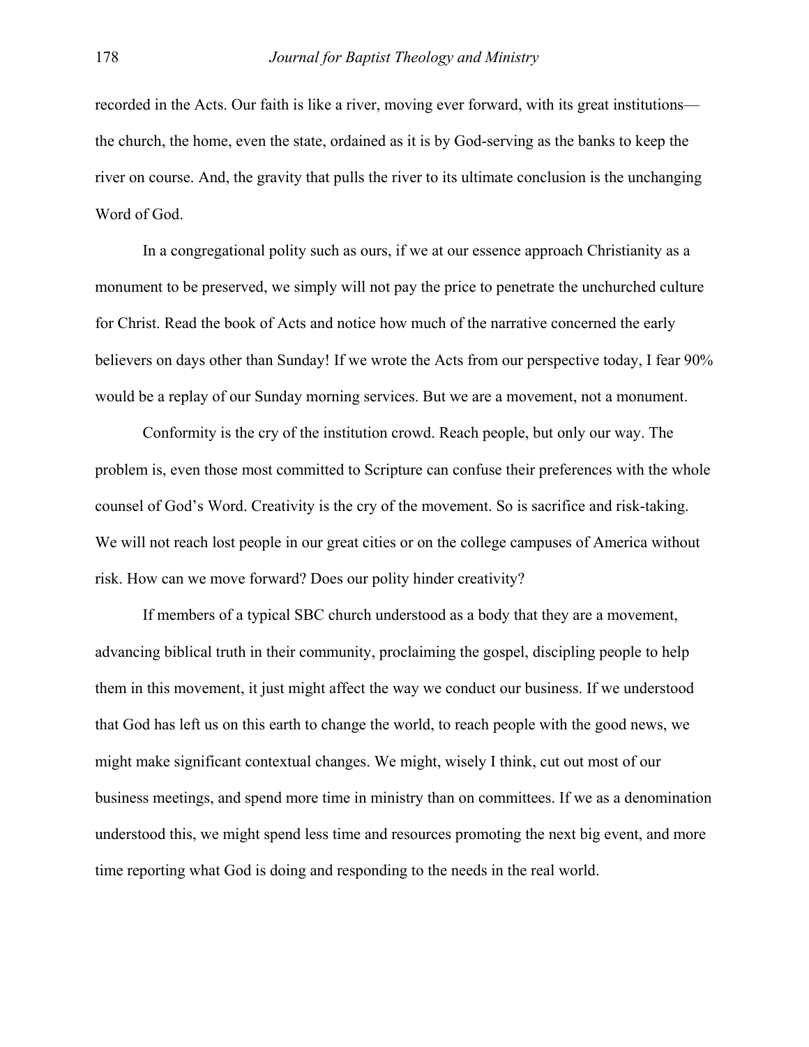recorded in the Acts. Our faith is like a river, moving ever forward, with its great institutions—the church, the home, even the state, ordained as it is by God-serving as the banks to keep the river on course. And, the gravity that pulls the river to its ultimate conclusion is the unchanging Word of God.

In a congregational polity such as ours, if we at our essence approach Christianity as a monument to be preserved, we simply will not pay the price to penetrate the unchurched culture for Christ. Read the book of Acts and notice how much of the narrative concerned the early believers on days other than Sunday! If we wrote the Acts from our perspective today, I fear 90% would be a replay of our Sunday morning services. But we are a movement, not a monument.

Conformity is the cry of the institution crowd. Reach people, but only our way. The problem is, even those most committed to Scripture can confuse their preferences with the whole counsel of God's Word. Creativity is the cry of the movement. So is sacrifice and risk-taking. We will not reach lost people in our great cities or on the college campuses of America without risk. How can we move forward? Does our polity hinder creativity?

If members of a typical SBC church understood as a body that they are a movement, advancing biblical truth in their community, proclaiming the gospel, discipling people to help them in this movement, it just might affect the way we conduct our business. If we understood that God has left us on this earth to change the world, to reach people with the good news, we might make significant contextual changes. We might, wisely I think, cut out most of our business meetings, and spend more time in ministry than on committees. If we as a denomination understood this, we might spend less time and resources promoting the next big event, and more time reporting what God is doing and responding to the needs in the real world.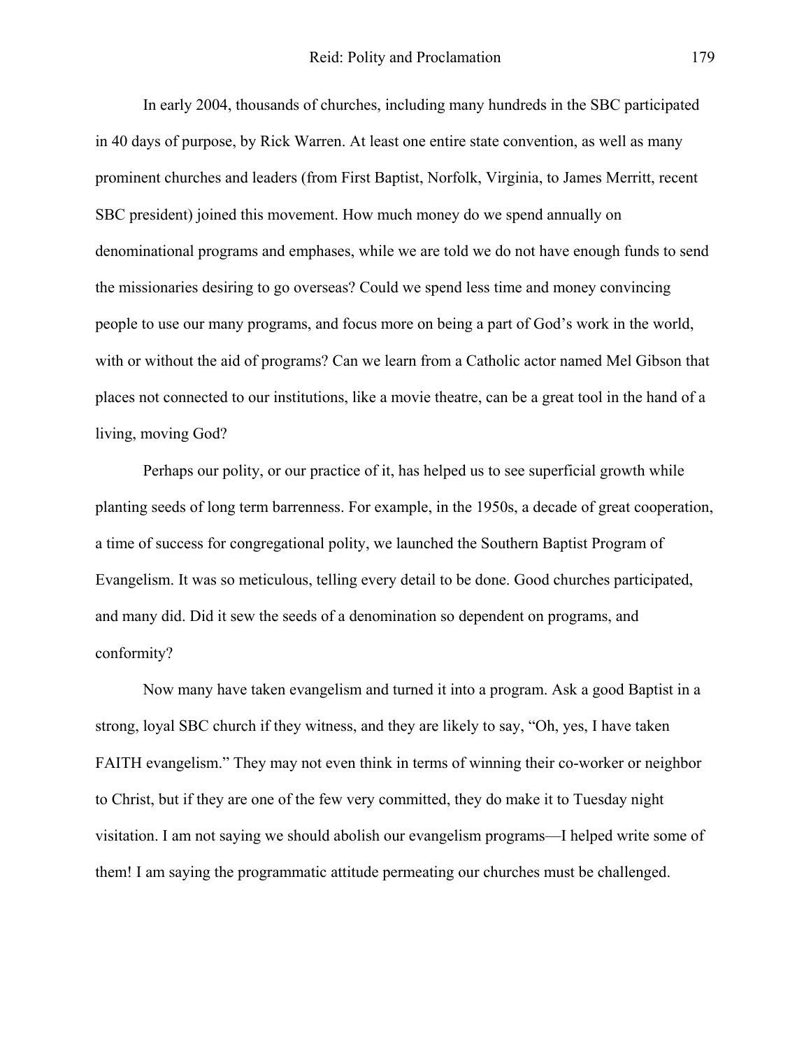In early 2004, thousands of churches, including many hundreds in the SBC participated in 40 days of purpose, by Rick Warren. At least one entire state convention, as well as many prominent churches and leaders (from First Baptist, Norfolk, Virginia, to James Merritt, recent SBC president) joined this movement. How much money do we spend annually on denominational programs and emphases, while we are told we do not have enough funds to send the missionaries desiring to go overseas? Could we spend less time and money convincing people to use our many programs, and focus more on being a part of God's work in the world, with or without the aid of programs? Can we learn from a Catholic actor named Mel Gibson that places not connected to our institutions, like a movie theatre, can be a great tool in the hand of a living, moving God?

Perhaps our polity, or our practice of it, has helped us to see superficial growth while planting seeds of long term barrenness. For example, in the 1950s, a decade of great cooperation, a time of success for congregational polity, we launched the Southern Baptist Program of Evangelism. It was so meticulous, telling every detail to be done. Good churches participated, and many did. Did it sew the seeds of a denomination so dependent on programs, and conformity?

Now many have taken evangelism and turned it into a program. Ask a good Baptist in a strong, loyal SBC church if they witness, and they are likely to say, "Oh, yes, I have taken FAITH evangelism." They may not even think in terms of winning their co-worker or neighbor to Christ, but if they are one of the few very committed, they do make it to Tuesday night visitation. I am not saying we should abolish our evangelism programs—I helped write some of them! I am saying the programmatic attitude permeating our churches must be challenged.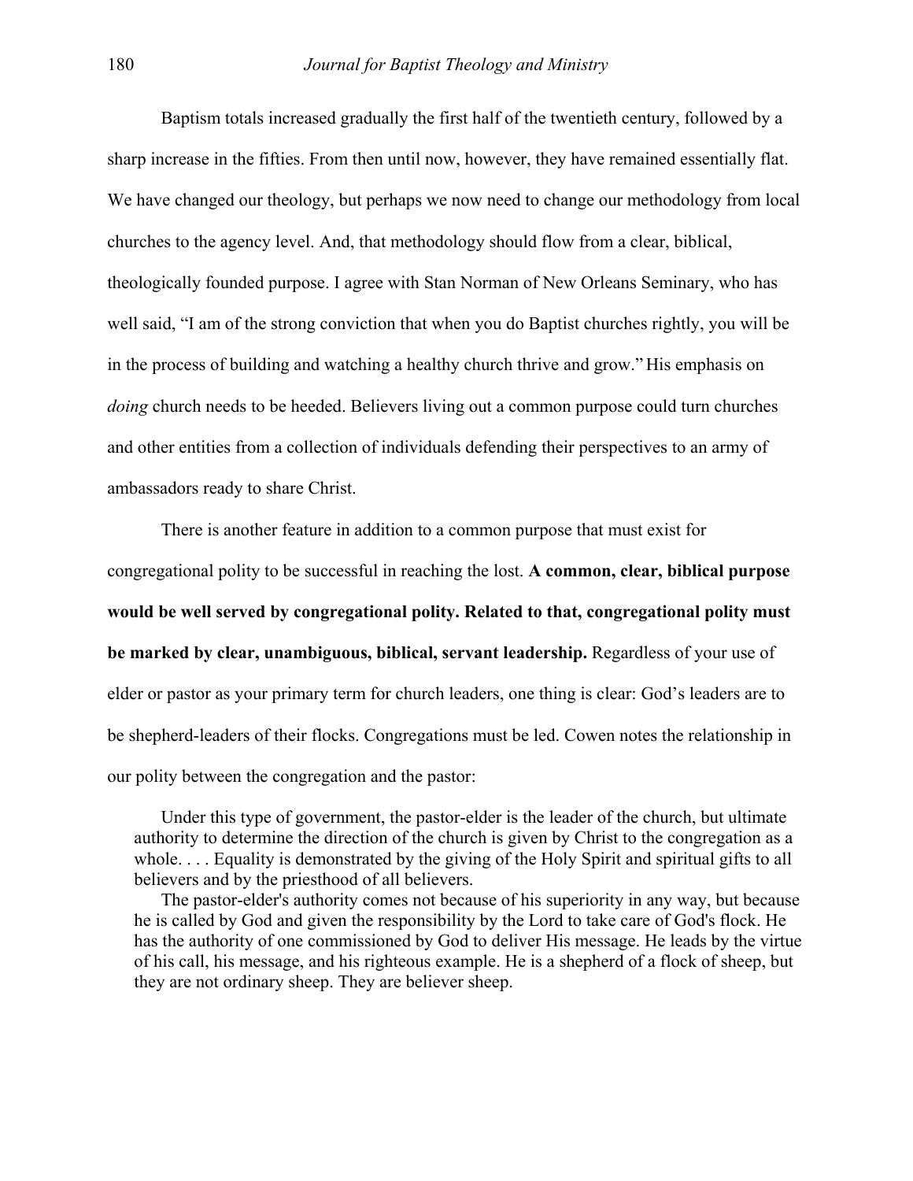Baptism totals increased gradually the first half of the twentieth century, followed by a sharp increase in the fifties. From then until now, however, they have remained essentially flat. We have changed our theology, but perhaps we now need to change our methodology from local churches to the agency level. And, that methodology should flow from a clear, biblical, theologically founded purpose. I agree with Stan Norman of New Orleans Seminary, who has well said, "I am of the strong conviction that when you do Baptist churches rightly, you will be in the process of building and watching a healthy church thrive and grow." His emphasis on *doing* church needs to be heeded. Believers living out a common purpose could turn churches and other entities from a collection of individuals defending their perspectives to an army of ambassadors ready to share Christ.

There is another feature in addition to a common purpose that must exist for congregational polity to be successful in reaching the lost. **A common, clear, biblical purpose would be well served by congregational polity. Related to that, congregational polity must be marked by clear, unambiguous, biblical, servant leadership.** Regardless of your use of elder or pastor as your primary term for church leaders, one thing is clear: God's leaders are to be shepherd-leaders of their flocks. Congregations must be led. Cowen notes the relationship in our polity between the congregation and the pastor:

> Under this type of government, the pastor-elder is the leader of the church, but ultimate authority to determine the direction of the church is given by Christ to the congregation as a whole. . . . Equality is demonstrated by the giving of the Holy Spirit and spiritual gifts to all believers and by the priesthood of all believers.
>
> The pastor-elder's authority comes not because of his superiority in any way, but because he is called by God and given the responsibility by the Lord to take care of God's flock. He has the authority of one commissioned by God to deliver His message. He leads by the virtue of his call, his message, and his righteous example. He is a shepherd of a flock of sheep, but they are not ordinary sheep. They are believer sheep.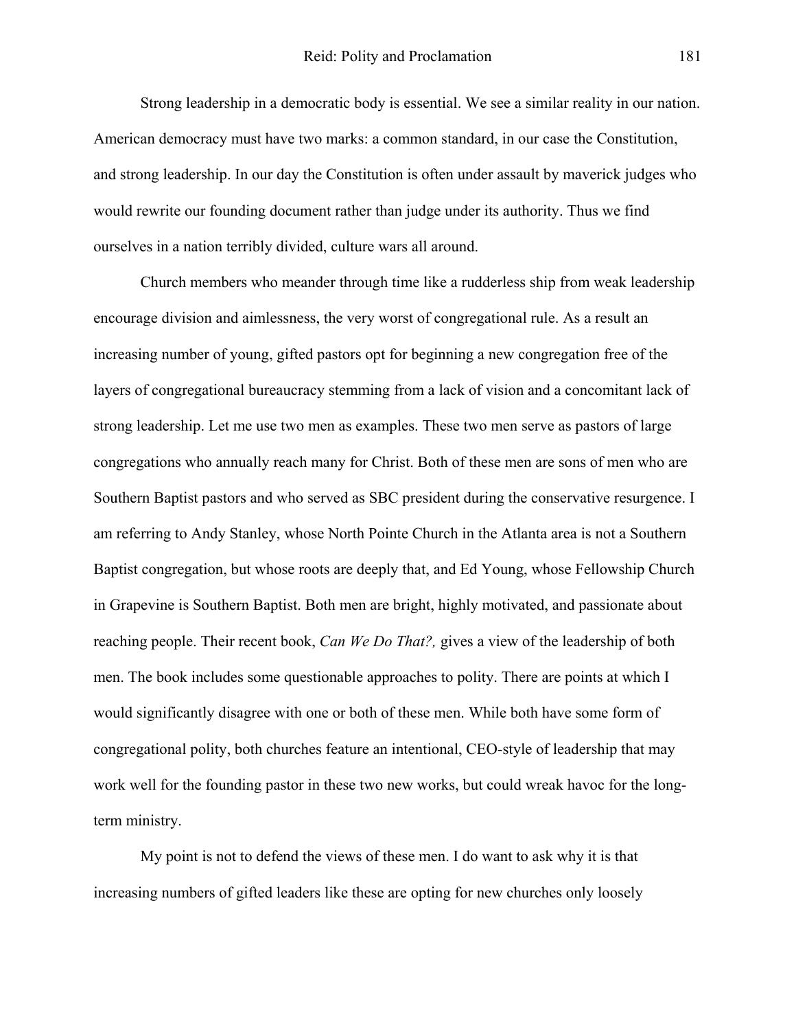Strong leadership in a democratic body is essential. We see a similar reality in our nation. American democracy must have two marks: a common standard, in our case the Constitution, and strong leadership. In our day the Constitution is often under assault by maverick judges who would rewrite our founding document rather than judge under its authority. Thus we find ourselves in a nation terribly divided, culture wars all around.

Church members who meander through time like a rudderless ship from weak leadership encourage division and aimlessness, the very worst of congregational rule. As a result an increasing number of young, gifted pastors opt for beginning a new congregation free of the layers of congregational bureaucracy stemming from a lack of vision and a concomitant lack of strong leadership. Let me use two men as examples. These two men serve as pastors of large congregations who annually reach many for Christ. Both of these men are sons of men who are Southern Baptist pastors and who served as SBC president during the conservative resurgence. I am referring to Andy Stanley, whose North Pointe Church in the Atlanta area is not a Southern Baptist congregation, but whose roots are deeply that, and Ed Young, whose Fellowship Church in Grapevine is Southern Baptist. Both men are bright, highly motivated, and passionate about reaching people. Their recent book, *Can We Do That?,* gives a view of the leadership of both men. The book includes some questionable approaches to polity. There are points at which I would significantly disagree with one or both of these men. While both have some form of congregational polity, both churches feature an intentional, CEO-style of leadership that may work well for the founding pastor in these two new works, but could wreak havoc for the long-term ministry.

My point is not to defend the views of these men. I do want to ask why it is that increasing numbers of gifted leaders like these are opting for new churches only loosely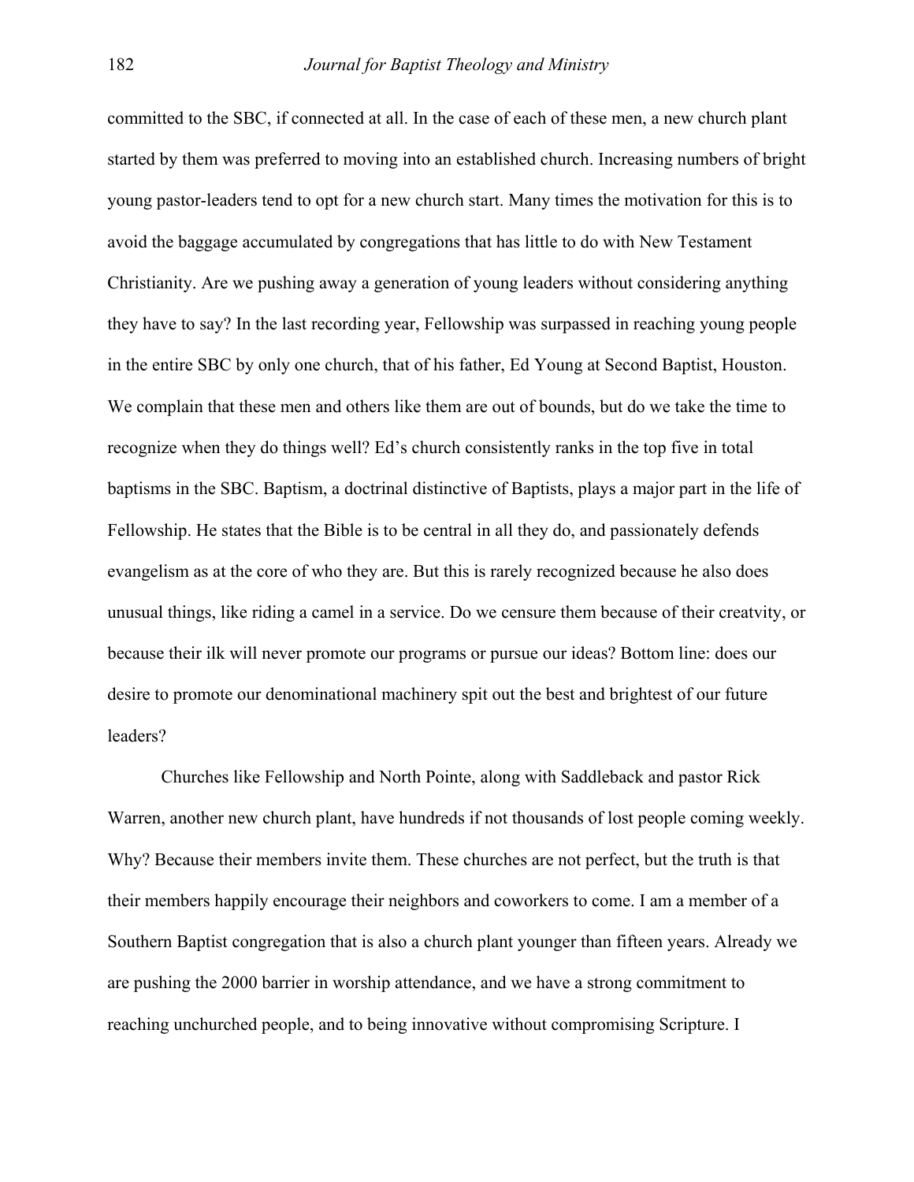committed to the SBC, if connected at all. In the case of each of these men, a new church plant started by them was preferred to moving into an established church. Increasing numbers of bright young pastor-leaders tend to opt for a new church start. Many times the motivation for this is to avoid the baggage accumulated by congregations that has little to do with New Testament Christianity. Are we pushing away a generation of young leaders without considering anything they have to say? In the last recording year, Fellowship was surpassed in reaching young people in the entire SBC by only one church, that of his father, Ed Young at Second Baptist, Houston. We complain that these men and others like them are out of bounds, but do we take the time to recognize when they do things well? Ed's church consistently ranks in the top five in total baptisms in the SBC. Baptism, a doctrinal distinctive of Baptists, plays a major part in the life of Fellowship. He states that the Bible is to be central in all they do, and passionately defends evangelism as at the core of who they are. But this is rarely recognized because he also does unusual things, like riding a camel in a service. Do we censure them because of their creatvity, or because their ilk will never promote our programs or pursue our ideas? Bottom line: does our desire to promote our denominational machinery spit out the best and brightest of our future leaders?

Churches like Fellowship and North Pointe, along with Saddleback and pastor Rick Warren, another new church plant, have hundreds if not thousands of lost people coming weekly. Why? Because their members invite them. These churches are not perfect, but the truth is that their members happily encourage their neighbors and coworkers to come. I am a member of a Southern Baptist congregation that is also a church plant younger than fifteen years. Already we are pushing the 2000 barrier in worship attendance, and we have a strong commitment to reaching unchurched people, and to being innovative without compromising Scripture. I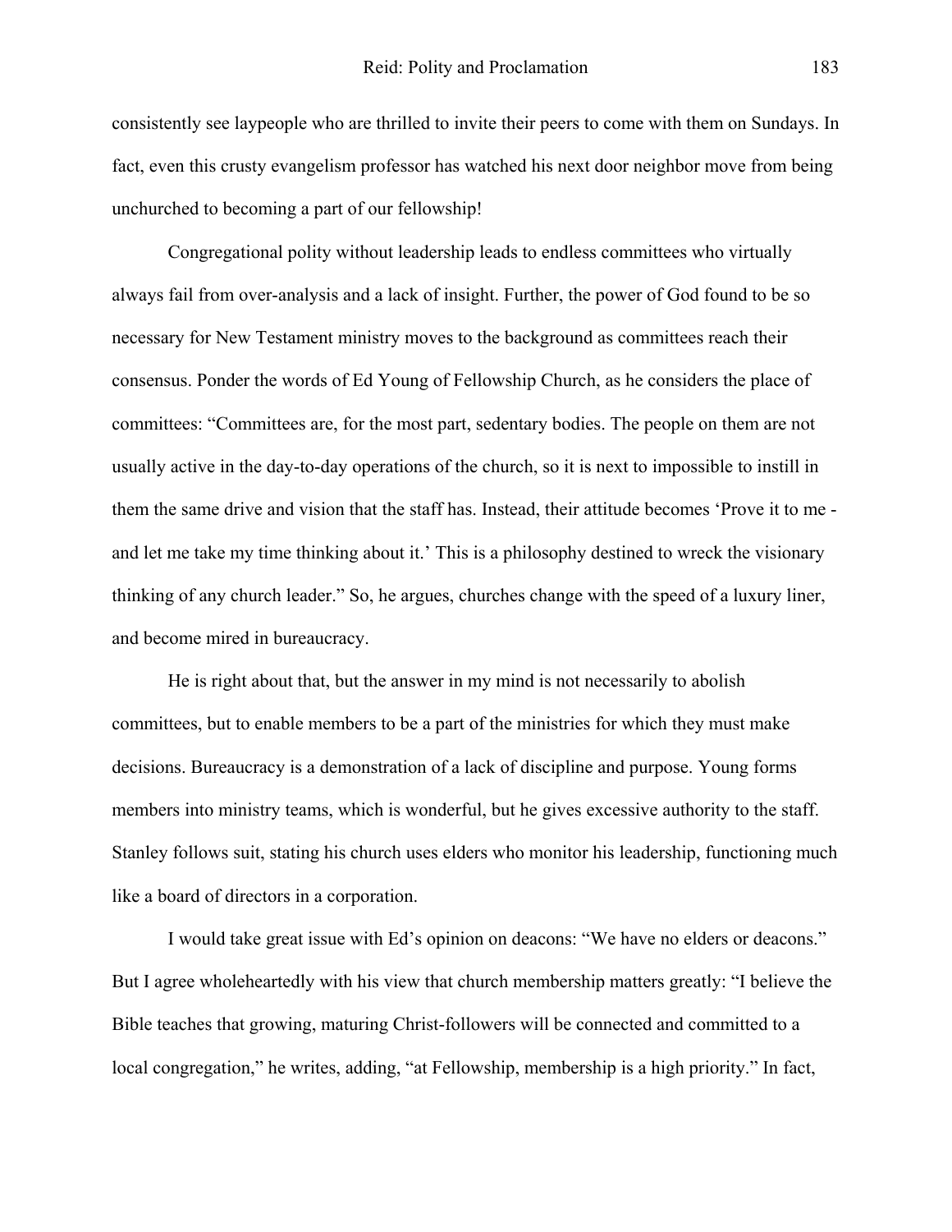consistently see laypeople who are thrilled to invite their peers to come with them on Sundays. In fact, even this crusty evangelism professor has watched his next door neighbor move from being unchurched to becoming a part of our fellowship!

Congregational polity without leadership leads to endless committees who virtually always fail from over-analysis and a lack of insight. Further, the power of God found to be so necessary for New Testament ministry moves to the background as committees reach their consensus. Ponder the words of Ed Young of Fellowship Church, as he considers the place of committees: "Committees are, for the most part, sedentary bodies. The people on them are not usually active in the day-to-day operations of the church, so it is next to impossible to instill in them the same drive and vision that the staff has. Instead, their attitude becomes 'Prove it to me - and let me take my time thinking about it.' This is a philosophy destined to wreck the visionary thinking of any church leader." So, he argues, churches change with the speed of a luxury liner, and become mired in bureaucracy.

He is right about that, but the answer in my mind is not necessarily to abolish committees, but to enable members to be a part of the ministries for which they must make decisions. Bureaucracy is a demonstration of a lack of discipline and purpose. Young forms members into ministry teams, which is wonderful, but he gives excessive authority to the staff. Stanley follows suit, stating his church uses elders who monitor his leadership, functioning much like a board of directors in a corporation.

I would take great issue with Ed's opinion on deacons: "We have no elders or deacons." But I agree wholeheartedly with his view that church membership matters greatly: "I believe the Bible teaches that growing, maturing Christ-followers will be connected and committed to a local congregation," he writes, adding, "at Fellowship, membership is a high priority." In fact,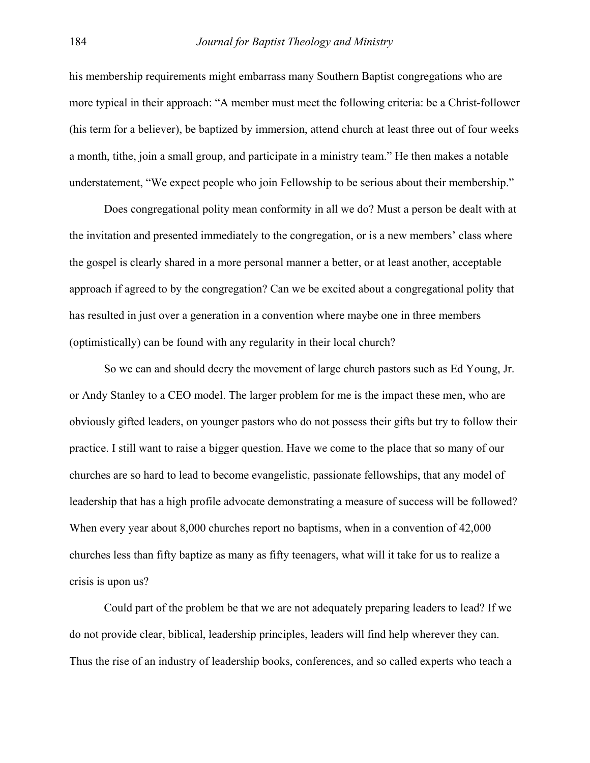his membership requirements might embarrass many Southern Baptist congregations who are more typical in their approach: "A member must meet the following criteria: be a Christ-follower (his term for a believer), be baptized by immersion, attend church at least three out of four weeks a month, tithe, join a small group, and participate in a ministry team." He then makes a notable understatement, "We expect people who join Fellowship to be serious about their membership."

Does congregational polity mean conformity in all we do? Must a person be dealt with at the invitation and presented immediately to the congregation, or is a new members' class where the gospel is clearly shared in a more personal manner a better, or at least another, acceptable approach if agreed to by the congregation? Can we be excited about a congregational polity that has resulted in just over a generation in a convention where maybe one in three members (optimistically) can be found with any regularity in their local church?

So we can and should decry the movement of large church pastors such as Ed Young, Jr. or Andy Stanley to a CEO model. The larger problem for me is the impact these men, who are obviously gifted leaders, on younger pastors who do not possess their gifts but try to follow their practice. I still want to raise a bigger question. Have we come to the place that so many of our churches are so hard to lead to become evangelistic, passionate fellowships, that any model of leadership that has a high profile advocate demonstrating a measure of success will be followed? When every year about 8,000 churches report no baptisms, when in a convention of 42,000 churches less than fifty baptize as many as fifty teenagers, what will it take for us to realize a crisis is upon us?

Could part of the problem be that we are not adequately preparing leaders to lead? If we do not provide clear, biblical, leadership principles, leaders will find help wherever they can. Thus the rise of an industry of leadership books, conferences, and so called experts who teach a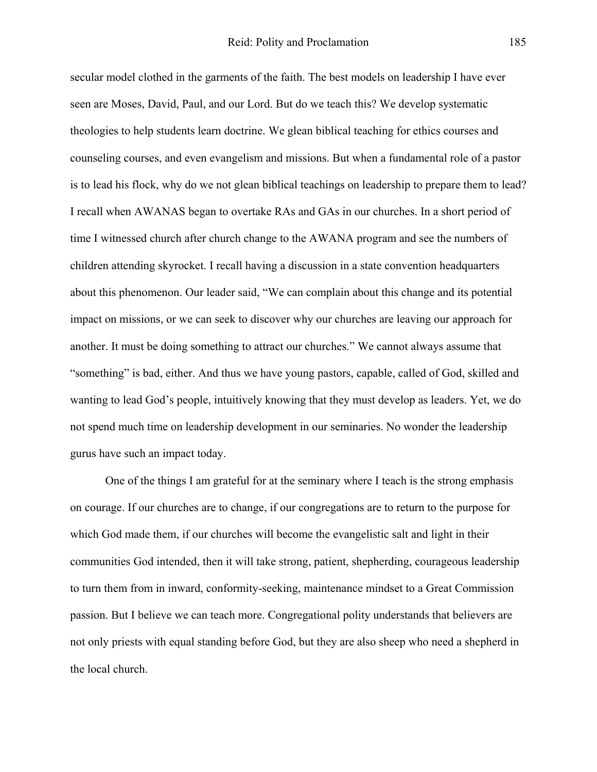secular model clothed in the garments of the faith. The best models on leadership I have ever seen are Moses, David, Paul, and our Lord. But do we teach this? We develop systematic theologies to help students learn doctrine. We glean biblical teaching for ethics courses and counseling courses, and even evangelism and missions. But when a fundamental role of a pastor is to lead his flock, why do we not glean biblical teachings on leadership to prepare them to lead? I recall when AWANAS began to overtake RAs and GAs in our churches. In a short period of time I witnessed church after church change to the AWANA program and see the numbers of children attending skyrocket. I recall having a discussion in a state convention headquarters about this phenomenon. Our leader said, "We can complain about this change and its potential impact on missions, or we can seek to discover why our churches are leaving our approach for another. It must be doing something to attract our churches." We cannot always assume that "something" is bad, either. And thus we have young pastors, capable, called of God, skilled and wanting to lead God's people, intuitively knowing that they must develop as leaders. Yet, we do not spend much time on leadership development in our seminaries. No wonder the leadership gurus have such an impact today.

One of the things I am grateful for at the seminary where I teach is the strong emphasis on courage. If our churches are to change, if our congregations are to return to the purpose for which God made them, if our churches will become the evangelistic salt and light in their communities God intended, then it will take strong, patient, shepherding, courageous leadership to turn them from in inward, conformity-seeking, maintenance mindset to a Great Commission passion. But I believe we can teach more. Congregational polity understands that believers are not only priests with equal standing before God, but they are also sheep who need a shepherd in the local church.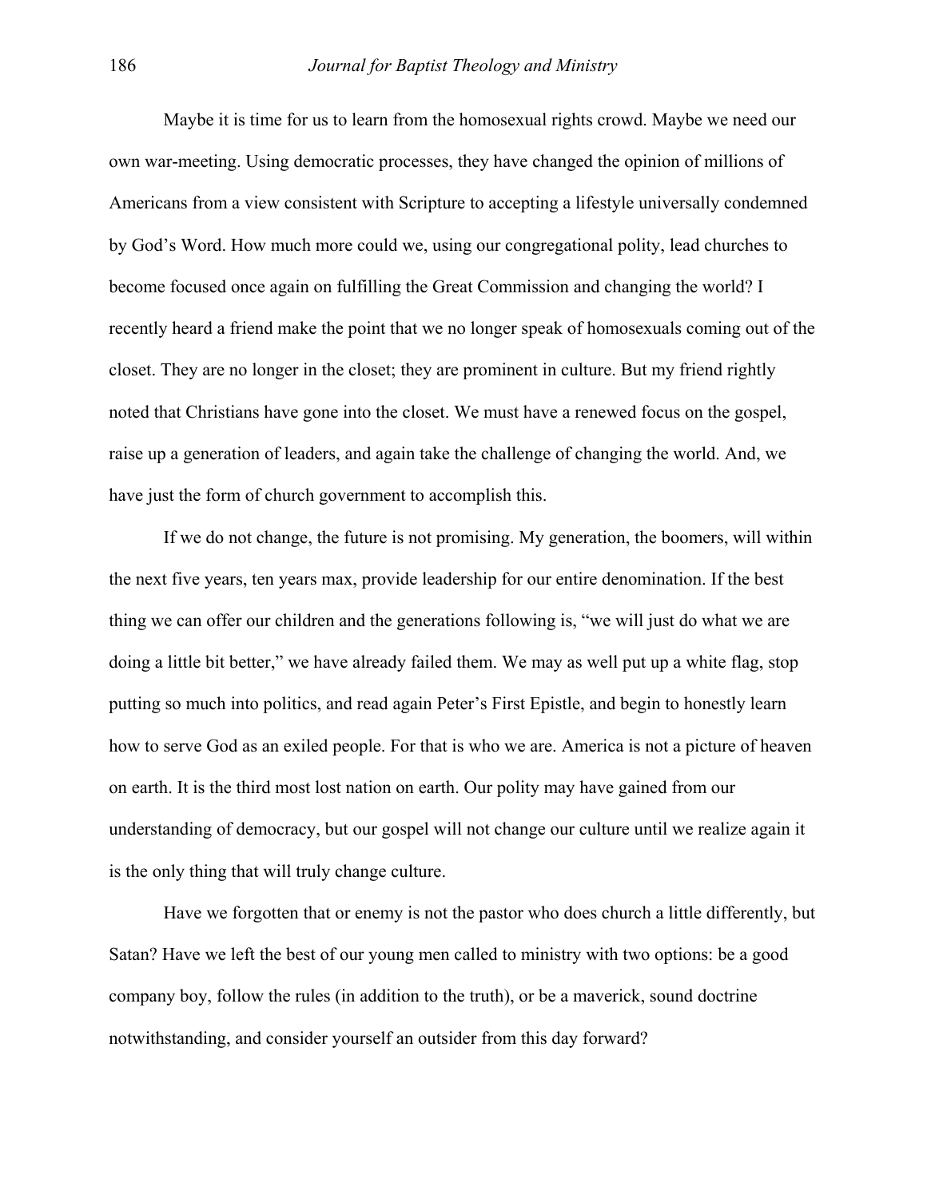Maybe it is time for us to learn from the homosexual rights crowd. Maybe we need our own war-meeting. Using democratic processes, they have changed the opinion of millions of Americans from a view consistent with Scripture to accepting a lifestyle universally condemned by God's Word. How much more could we, using our congregational polity, lead churches to become focused once again on fulfilling the Great Commission and changing the world? I recently heard a friend make the point that we no longer speak of homosexuals coming out of the closet. They are no longer in the closet; they are prominent in culture. But my friend rightly noted that Christians have gone into the closet. We must have a renewed focus on the gospel, raise up a generation of leaders, and again take the challenge of changing the world. And, we have just the form of church government to accomplish this.

If we do not change, the future is not promising. My generation, the boomers, will within the next five years, ten years max, provide leadership for our entire denomination. If the best thing we can offer our children and the generations following is, "we will just do what we are doing a little bit better," we have already failed them. We may as well put up a white flag, stop putting so much into politics, and read again Peter's First Epistle, and begin to honestly learn how to serve God as an exiled people. For that is who we are. America is not a picture of heaven on earth. It is the third most lost nation on earth. Our polity may have gained from our understanding of democracy, but our gospel will not change our culture until we realize again it is the only thing that will truly change culture.

Have we forgotten that or enemy is not the pastor who does church a little differently, but Satan? Have we left the best of our young men called to ministry with two options: be a good company boy, follow the rules (in addition to the truth), or be a maverick, sound doctrine notwithstanding, and consider yourself an outsider from this day forward?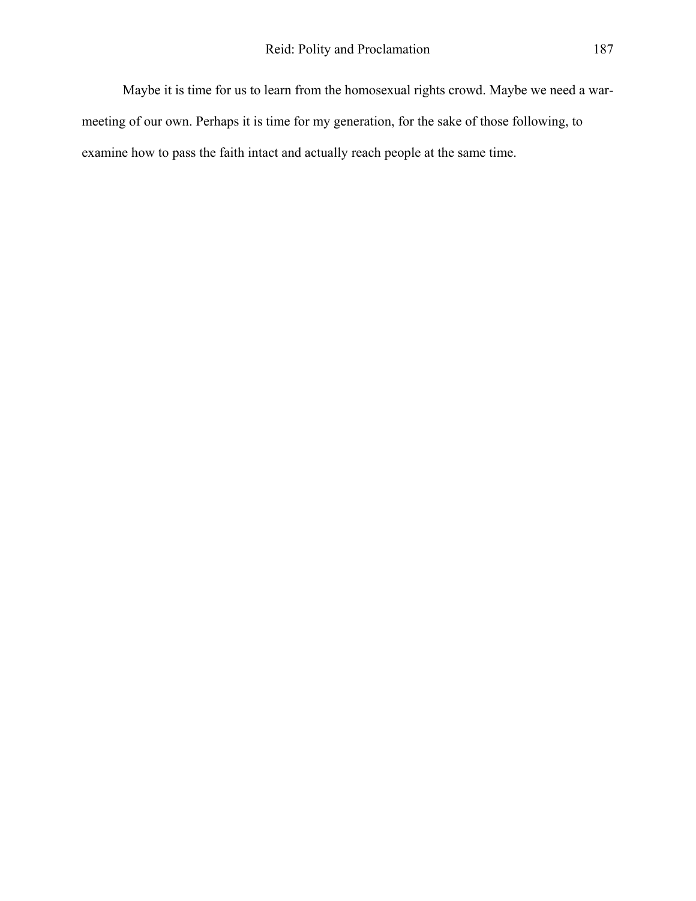Maybe it is time for us to learn from the homosexual rights crowd. Maybe we need a war-meeting of our own. Perhaps it is time for my generation, for the sake of those following, to examine how to pass the faith intact and actually reach people at the same time.